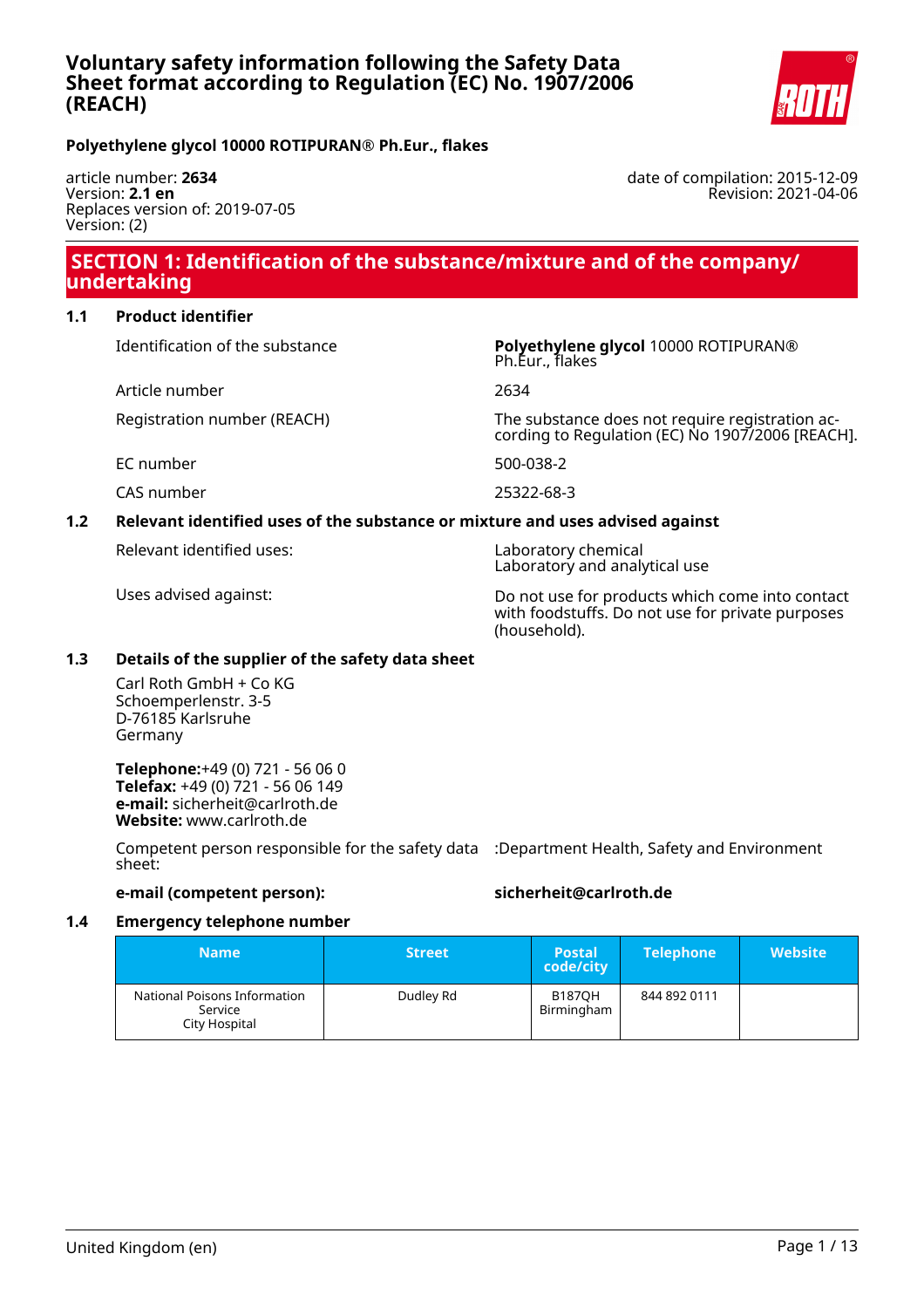# Voluntary safety information following the Safety Data Sheet format according to Regulation (EC) No. 1907/2006 (REACH)

**Polyethylene glycol 10000 ROTIPURAN® Ph.Eur., flakes**

article number: **2634**
Version: **2.1 en**
Replaces version of: 2019-07-05
Version: (2)

date of compilation: 2015-12-09
Revision: 2021-04-06

## SECTION 1: Identification of the substance/mixture and of the company/undertaking

### 1.1 Product identifier

Identification of the substance: **Polyethylene glycol** 10000 ROTIPURAN® Ph.Eur., flakes

Article number: 2634

Registration number (REACH): The substance does not require registration according to Regulation (EC) No 1907/2006 [REACH].

EC number: 500-038-2

CAS number: 25322-68-3

### 1.2 Relevant identified uses of the substance or mixture and uses advised against

Relevant identified uses: Laboratory chemical
Laboratory and analytical use

Uses advised against: Do not use for products which come into contact with foodstuffs. Do not use for private purposes (household).

### 1.3 Details of the supplier of the safety data sheet

Carl Roth GmbH + Co KG
Schoemperlenstr. 3-5
D-76185 Karlsruhe
Germany

**Telephone:**+49 (0) 721 - 56 06 0
**Telefax:** +49 (0) 721 - 56 06 149
**e-mail:** sicherheit@carlroth.de
**Website:** www.carlroth.de

Competent person responsible for the safety data sheet: :Department Health, Safety and Environment

**e-mail (competent person):** **sicherheit@carlroth.de**

### 1.4 Emergency telephone number

| Name | Street | Postal code/city | Telephone | Website |
|---|---|---|---|---|
| National Poisons Information Service City Hospital | Dudley Rd | B187QH Birmingham | 844 892 0111 | |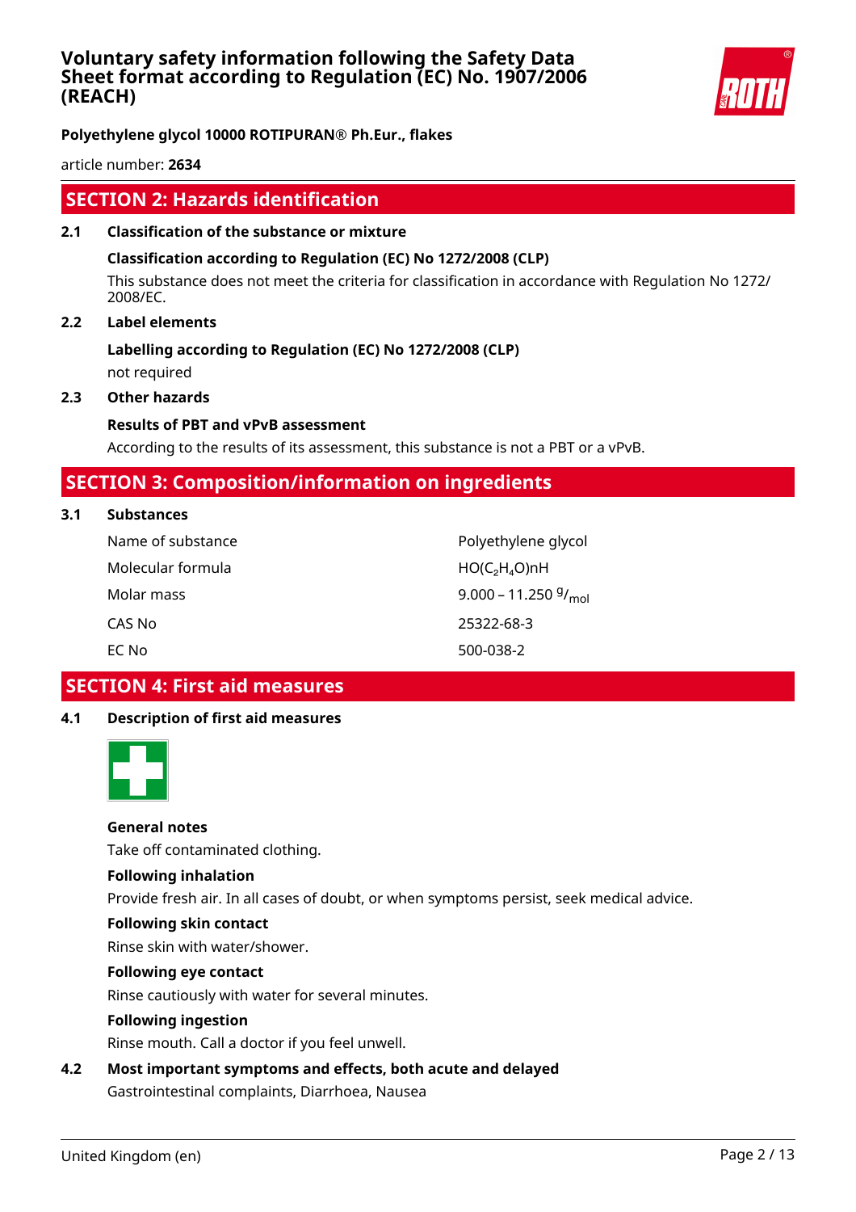## SECTION 2: Hazards identification

### 2.1 Classification of the substance or mixture

**Classification according to Regulation (EC) No 1272/2008 (CLP)**

This substance does not meet the criteria for classification in accordance with Regulation No 1272/2008/EC.

### 2.2 Label elements

**Labelling according to Regulation (EC) No 1272/2008 (CLP)**

not required

### 2.3 Other hazards

**Results of PBT and vPvB assessment**

According to the results of its assessment, this substance is not a PBT or a vPvB.

## SECTION 3: Composition/information on ingredients

### 3.1 Substances

| | |
|---|---|
| Name of substance | Polyethylene glycol |
| Molecular formula | $HO(C_2H_4O)nH$ |
| Molar mass | 9.000 – 11.250 $^{g}/_{mol}$ |
| CAS No | 25322-68-3 |
| EC No | 500-038-2 |

## SECTION 4: First aid measures

### 4.1 Description of first aid measures

**General notes**

Take off contaminated clothing.

**Following inhalation**

Provide fresh air. In all cases of doubt, or when symptoms persist, seek medical advice.

**Following skin contact**

Rinse skin with water/shower.

**Following eye contact**

Rinse cautiously with water for several minutes.

**Following ingestion**

Rinse mouth. Call a doctor if you feel unwell.

### 4.2 Most important symptoms and effects, both acute and delayed

Gastrointestinal complaints, Diarrhoea, Nausea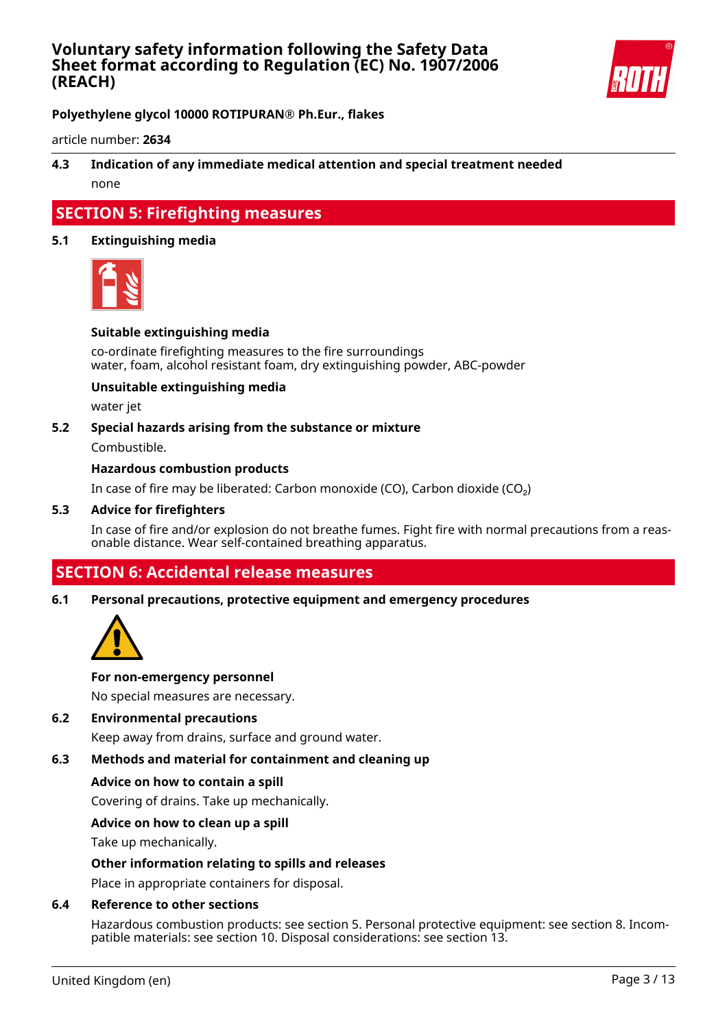### 4.3 Indication of any immediate medical attention and special treatment needed

none

## SECTION 5: Firefighting measures

### 5.1 Extinguishing media

**Suitable extinguishing media**

co-ordinate firefighting measures to the fire surroundings
water, foam, alcohol resistant foam, dry extinguishing powder, ABC-powder

**Unsuitable extinguishing media**

water jet

### 5.2 Special hazards arising from the substance or mixture

Combustible.

**Hazardous combustion products**

In case of fire may be liberated: Carbon monoxide (CO), Carbon dioxide ($CO_2$)

### 5.3 Advice for firefighters

In case of fire and/or explosion do not breathe fumes. Fight fire with normal precautions from a reasonable distance. Wear self-contained breathing apparatus.

## SECTION 6: Accidental release measures

### 6.1 Personal precautions, protective equipment and emergency procedures

**For non-emergency personnel**

No special measures are necessary.

### 6.2 Environmental precautions

Keep away from drains, surface and ground water.

### 6.3 Methods and material for containment and cleaning up

**Advice on how to contain a spill**

Covering of drains. Take up mechanically.

**Advice on how to clean up a spill**

Take up mechanically.

**Other information relating to spills and releases**

Place in appropriate containers for disposal.

### 6.4 Reference to other sections

Hazardous combustion products: see section 5. Personal protective equipment: see section 8. Incompatible materials: see section 10. Disposal considerations: see section 13.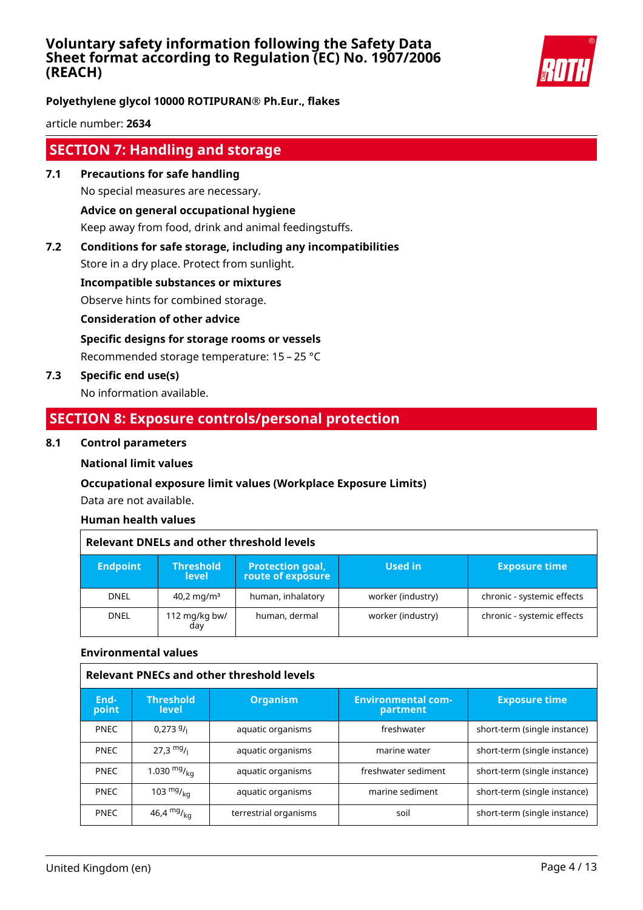## SECTION 7: Handling and storage

### 7.1 Precautions for safe handling

No special measures are necessary.

**Advice on general occupational hygiene**

Keep away from food, drink and animal feedingstuffs.

### 7.2 Conditions for safe storage, including any incompatibilities

Store in a dry place. Protect from sunlight.

**Incompatible substances or mixtures**

Observe hints for combined storage.

**Consideration of other advice**

**Specific designs for storage rooms or vessels**

Recommended storage temperature: 15 – 25 °C

### 7.3 Specific end use(s)

No information available.

## SECTION 8: Exposure controls/personal protection

### 8.1 Control parameters

**National limit values**

**Occupational exposure limit values (Workplace Exposure Limits)**

Data are not available.

**Human health values**

**Relevant DNELs and other threshold levels**

| Endpoint | Threshold level | Protection goal, route of exposure | Used in | Exposure time |
|---|---|---|---|---|
| DNEL | 40,2 mg/m³ | human, inhalatory | worker (industry) | chronic - systemic effects |
| DNEL | 112 mg/kg bw/day | human, dermal | worker (industry) | chronic - systemic effects |

**Environmental values**

**Relevant PNECs and other threshold levels**

| End-point | Threshold level | Organism | Environmental compartment | Exposure time |
|---|---|---|---|---|
| PNEC | 0,273 $^{g}/_{l}$ | aquatic organisms | freshwater | short-term (single instance) |
| PNEC | 27,3 $^{mg}/_{l}$ | aquatic organisms | marine water | short-term (single instance) |
| PNEC | 1.030 $^{mg}/_{kg}$ | aquatic organisms | freshwater sediment | short-term (single instance) |
| PNEC | 103 $^{mg}/_{kg}$ | aquatic organisms | marine sediment | short-term (single instance) |
| PNEC | 46,4 $^{mg}/_{kg}$ | terrestrial organisms | soil | short-term (single instance) |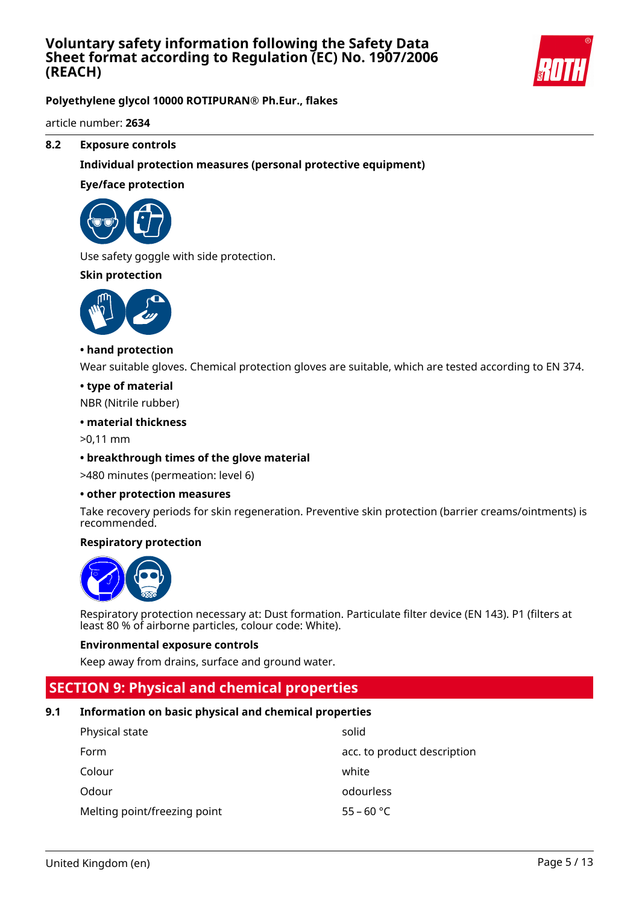### 8.2 Exposure controls

**Individual protection measures (personal protective equipment)**

**Eye/face protection**

Use safety goggle with side protection.

**Skin protection**

**• hand protection**

Wear suitable gloves. Chemical protection gloves are suitable, which are tested according to EN 374.

**• type of material**

NBR (Nitrile rubber)

**• material thickness**

>0,11 mm

**• breakthrough times of the glove material**

>480 minutes (permeation: level 6)

**• other protection measures**

Take recovery periods for skin regeneration. Preventive skin protection (barrier creams/ointments) is recommended.

**Respiratory protection**

Respiratory protection necessary at: Dust formation. Particulate filter device (EN 143). P1 (filters at least 80 % of airborne particles, colour code: White).

**Environmental exposure controls**

Keep away from drains, surface and ground water.

## SECTION 9: Physical and chemical properties

### 9.1 Information on basic physical and chemical properties

| | |
|---|---|
| Physical state | solid |
| Form | acc. to product description |
| Colour | white |
| Odour | odourless |
| Melting point/freezing point | 55 – 60 °C |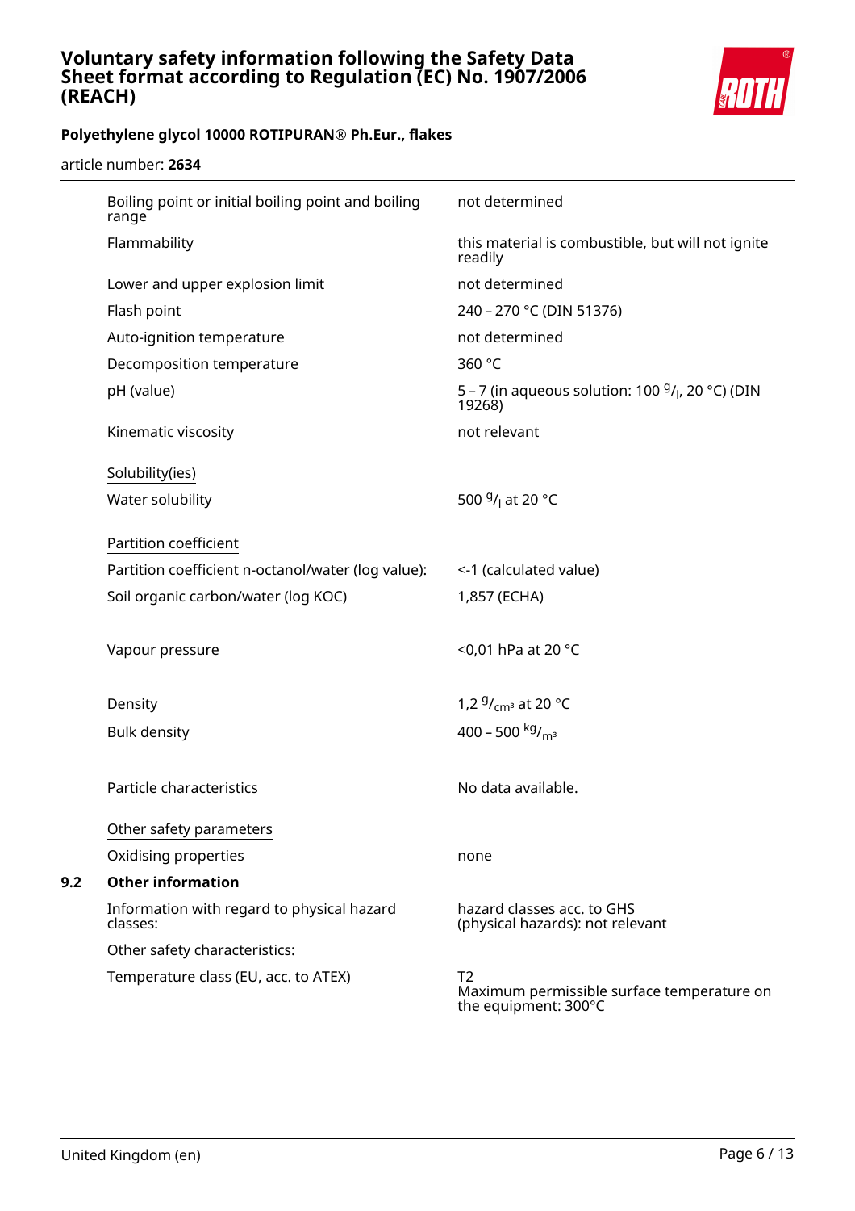| | |
|---|---|
| Boiling point or initial boiling point and boiling range | not determined |
| Flammability | this material is combustible, but will not ignite readily |
| Lower and upper explosion limit | not determined |
| Flash point | 240 – 270 °C (DIN 51376) |
| Auto-ignition temperature | not determined |
| Decomposition temperature | 360 °C |
| pH (value) | 5 – 7 (in aqueous solution: 100 $^{g}/_{l}$, 20 °C) (DIN 19268) |
| Kinematic viscosity | not relevant |

Solubility(ies)

| | |
|---|---|
| Water solubility | 500 $^{g}/_{l}$ at 20 °C |

Partition coefficient

| | |
|---|---|
| Partition coefficient n-octanol/water (log value): | <-1 (calculated value) |
| Soil organic carbon/water (log KOC) | 1,857 (ECHA) |
| Vapour pressure | <0,01 hPa at 20 °C |
| Density | 1,2 $^{g}/_{cm^3}$ at 20 °C |
| Bulk density | 400 – 500 $^{kg}/_{m^3}$ |
| Particle characteristics | No data available. |

Other safety parameters

| | |
|---|---|
| Oxidising properties | none |

## 9.2 Other information

| | |
|---|---|
| Information with regard to physical hazard classes: | hazard classes acc. to GHS (physical hazards): not relevant |
| Other safety characteristics: | |
| Temperature class (EU, acc. to ATEX) | T2<br>Maximum permissible surface temperature on the equipment: 300°C |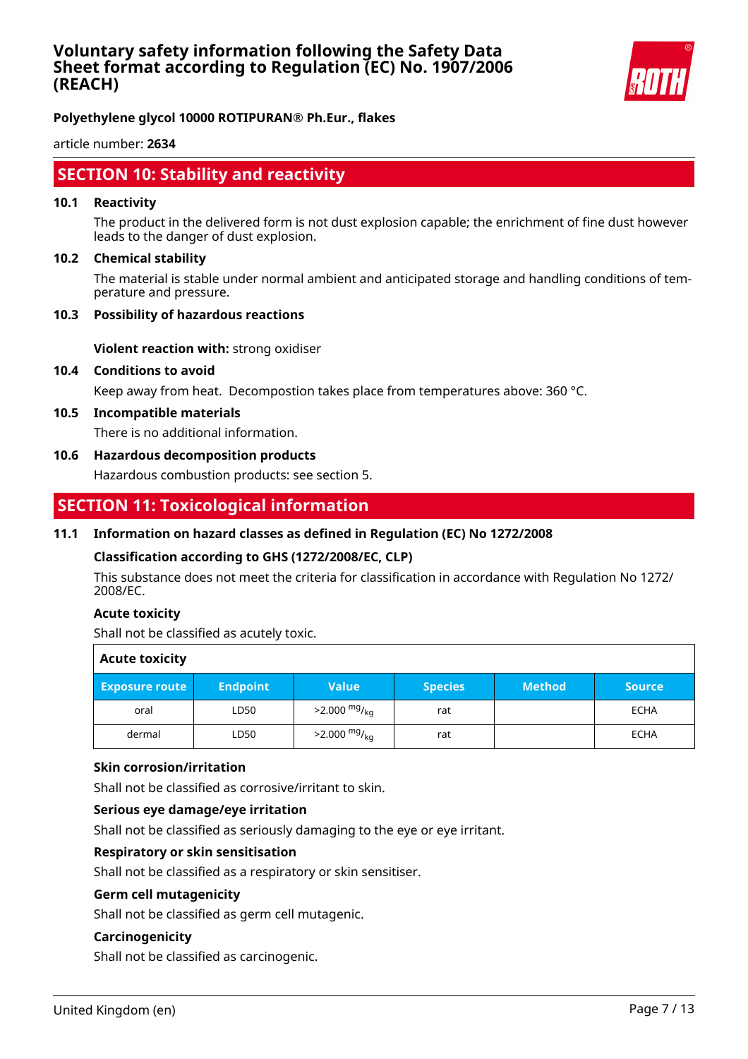## SECTION 10: Stability and reactivity

### 10.1 Reactivity

The product in the delivered form is not dust explosion capable; the enrichment of fine dust however leads to the danger of dust explosion.

### 10.2 Chemical stability

The material is stable under normal ambient and anticipated storage and handling conditions of temperature and pressure.

### 10.3 Possibility of hazardous reactions

**Violent reaction with:** strong oxidiser

### 10.4 Conditions to avoid

Keep away from heat. Decompostion takes place from temperatures above: 360 °C.

### 10.5 Incompatible materials

There is no additional information.

### 10.6 Hazardous decomposition products

Hazardous combustion products: see section 5.

## SECTION 11: Toxicological information

### 11.1 Information on hazard classes as defined in Regulation (EC) No 1272/2008

**Classification according to GHS (1272/2008/EC, CLP)**

This substance does not meet the criteria for classification in accordance with Regulation No 1272/2008/EC.

**Acute toxicity**

Shall not be classified as acutely toxic.

**Acute toxicity**

| Exposure route | Endpoint | Value | Species | Method | Source |
|---|---|---|---|---|---|
| oral | LD50 | >2.000 $^{mg}/_{kg}$ | rat | | ECHA |
| dermal | LD50 | >2.000 $^{mg}/_{kg}$ | rat | | ECHA |

**Skin corrosion/irritation**

Shall not be classified as corrosive/irritant to skin.

**Serious eye damage/eye irritation**

Shall not be classified as seriously damaging to the eye or eye irritant.

**Respiratory or skin sensitisation**

Shall not be classified as a respiratory or skin sensitiser.

**Germ cell mutagenicity**

Shall not be classified as germ cell mutagenic.

**Carcinogenicity**

Shall not be classified as carcinogenic.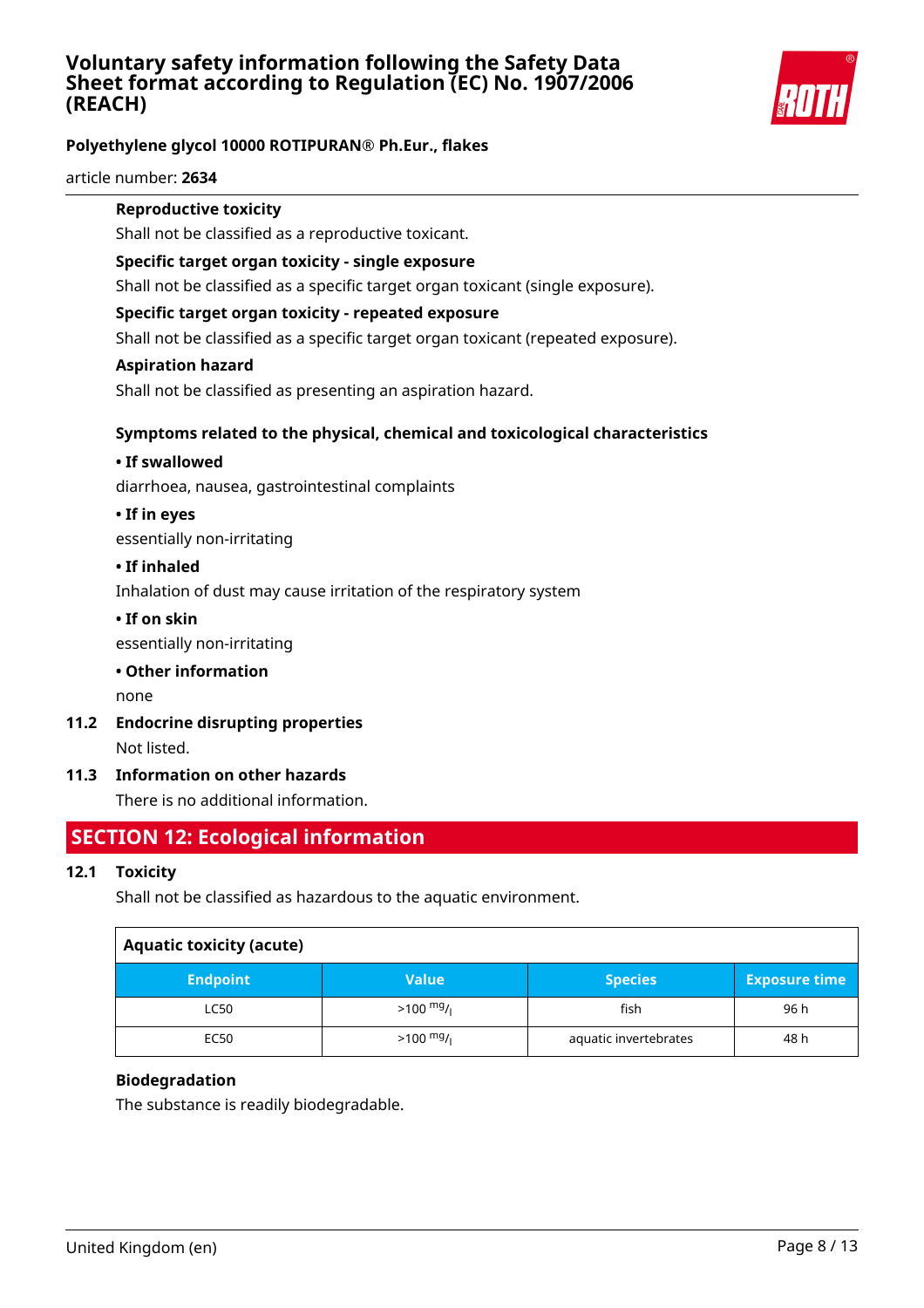**Reproductive toxicity**

Shall not be classified as a reproductive toxicant.

**Specific target organ toxicity - single exposure**

Shall not be classified as a specific target organ toxicant (single exposure).

**Specific target organ toxicity - repeated exposure**

Shall not be classified as a specific target organ toxicant (repeated exposure).

**Aspiration hazard**

Shall not be classified as presenting an aspiration hazard.

**Symptoms related to the physical, chemical and toxicological characteristics**

**• If swallowed**

diarrhoea, nausea, gastrointestinal complaints

**• If in eyes**

essentially non-irritating

**• If inhaled**

Inhalation of dust may cause irritation of the respiratory system

**• If on skin**

essentially non-irritating

**• Other information**

none

### 11.2 Endocrine disrupting properties

Not listed.

### 11.3 Information on other hazards

There is no additional information.

## SECTION 12: Ecological information

### 12.1 Toxicity

Shall not be classified as hazardous to the aquatic environment.

**Aquatic toxicity (acute)**

| Endpoint | Value | Species | Exposure time |
|---|---|---|---|
| LC50 | >100 $^{mg}/_{l}$ | fish | 96 h |
| EC50 | >100 $^{mg}/_{l}$ | aquatic invertebrates | 48 h |

**Biodegradation**

The substance is readily biodegradable.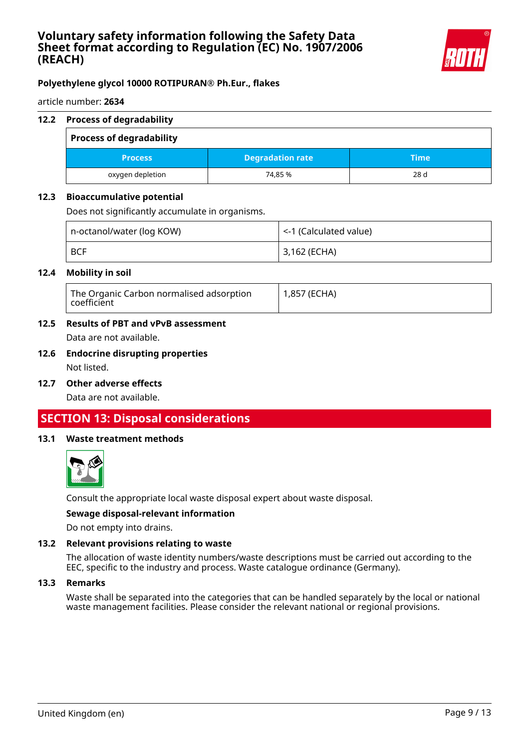### 12.2 Process of degradability

| Process of degradability | | |
|---|---|---|
| **Process** | **Degradation rate** | **Time** |
| oxygen depletion | 74,85 % | 28 d |

### 12.3 Bioaccumulative potential

Does not significantly accumulate in organisms.

| | |
|---|---|
| n-octanol/water (log KOW) | <-1 (Calculated value) |
| BCF | 3,162 (ECHA) |

### 12.4 Mobility in soil

| | |
|---|---|
| The Organic Carbon normalised adsorption coefficient | 1,857 (ECHA) |

### 12.5 Results of PBT and vPvB assessment

Data are not available.

### 12.6 Endocrine disrupting properties

Not listed.

### 12.7 Other adverse effects

Data are not available.

## SECTION 13: Disposal considerations

### 13.1 Waste treatment methods

Consult the appropriate local waste disposal expert about waste disposal.

**Sewage disposal-relevant information**

Do not empty into drains.

### 13.2 Relevant provisions relating to waste

The allocation of waste identity numbers/waste descriptions must be carried out according to the EEC, specific to the industry and process. Waste catalogue ordinance (Germany).

### 13.3 Remarks

Waste shall be separated into the categories that can be handled separately by the local or national waste management facilities. Please consider the relevant national or regional provisions.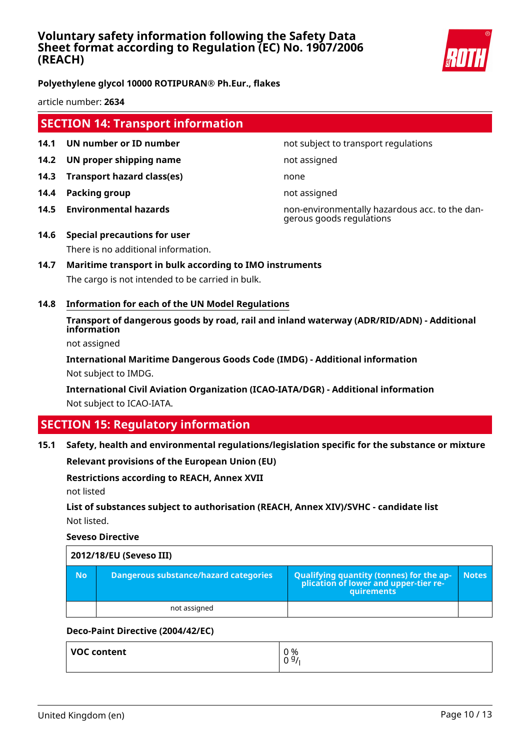## SECTION 14: Transport information

| | | |
|---|---|---|
| **14.1** | **UN number or ID number** | not subject to transport regulations |
| **14.2** | **UN proper shipping name** | not assigned |
| **14.3** | **Transport hazard class(es)** | none |
| **14.4** | **Packing group** | not assigned |
| **14.5** | **Environmental hazards** | non-environmentally hazardous acc. to the dangerous goods regulations |

**14.6 Special precautions for user**

There is no additional information.

**14.7 Maritime transport in bulk according to IMO instruments**

The cargo is not intended to be carried in bulk.

**14.8 Information for each of the UN Model Regulations**

**Transport of dangerous goods by road, rail and inland waterway (ADR/RID/ADN) - Additional information**

not assigned

**International Maritime Dangerous Goods Code (IMDG) - Additional information**

Not subject to IMDG.

**International Civil Aviation Organization (ICAO-IATA/DGR) - Additional information**

Not subject to ICAO-IATA.

## SECTION 15: Regulatory information

**15.1 Safety, health and environmental regulations/legislation specific for the substance or mixture**

**Relevant provisions of the European Union (EU)**

**Restrictions according to REACH, Annex XVII**

not listed

**List of substances subject to authorisation (REACH, Annex XIV)/SVHC - candidate list**

Not listed.

**Seveso Directive**

| 2012/18/EU (Seveso III) | | | |
|---|---|---|---|
| **No** | **Dangerous substance/hazard categories** | **Qualifying quantity (tonnes) for the application of lower and upper-tier requirements** | **Notes** |
| | not assigned | | |

**Deco-Paint Directive (2004/42/EC)**

| | |
|---|---|
| **VOC content** | 0 %<br>0 g/l |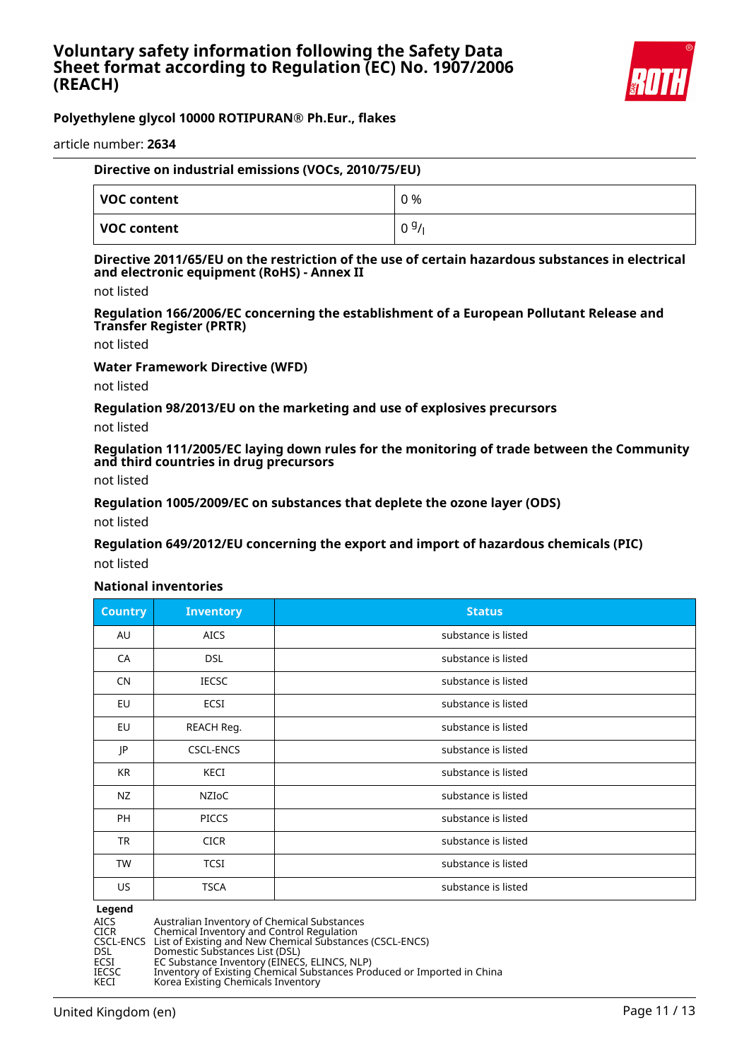**Directive on industrial emissions (VOCs, 2010/75/EU)**

| VOC content | 0 % |
|---|---|
| VOC content | 0 g/l |

**Directive 2011/65/EU on the restriction of the use of certain hazardous substances in electrical and electronic equipment (RoHS) - Annex II**

not listed

**Regulation 166/2006/EC concerning the establishment of a European Pollutant Release and Transfer Register (PRTR)**

not listed

**Water Framework Directive (WFD)**

not listed

**Regulation 98/2013/EU on the marketing and use of explosives precursors**

not listed

**Regulation 111/2005/EC laying down rules for the monitoring of trade between the Community and third countries in drug precursors**

not listed

**Regulation 1005/2009/EC on substances that deplete the ozone layer (ODS)**

not listed

**Regulation 649/2012/EU concerning the export and import of hazardous chemicals (PIC)**

not listed

**National inventories**

| Country | Inventory | Status |
|---|---|---|
| AU | AICS | substance is listed |
| CA | DSL | substance is listed |
| CN | IECSC | substance is listed |
| EU | ECSI | substance is listed |
| EU | REACH Reg. | substance is listed |
| JP | CSCL-ENCS | substance is listed |
| KR | KECI | substance is listed |
| NZ | NZIoC | substance is listed |
| PH | PICCS | substance is listed |
| TR | CICR | substance is listed |
| TW | TCSI | substance is listed |
| US | TSCA | substance is listed |

**Legend**

| | |
|---|---|
| AICS | Australian Inventory of Chemical Substances |
| CICR | Chemical Inventory and Control Regulation |
| CSCL-ENCS | List of Existing and New Chemical Substances (CSCL-ENCS) |
| DSL | Domestic Substances List (DSL) |
| ECSI | EC Substance Inventory (EINECS, ELINCS, NLP) |
| IECSC | Inventory of Existing Chemical Substances Produced or Imported in China |
| KECI | Korea Existing Chemicals Inventory |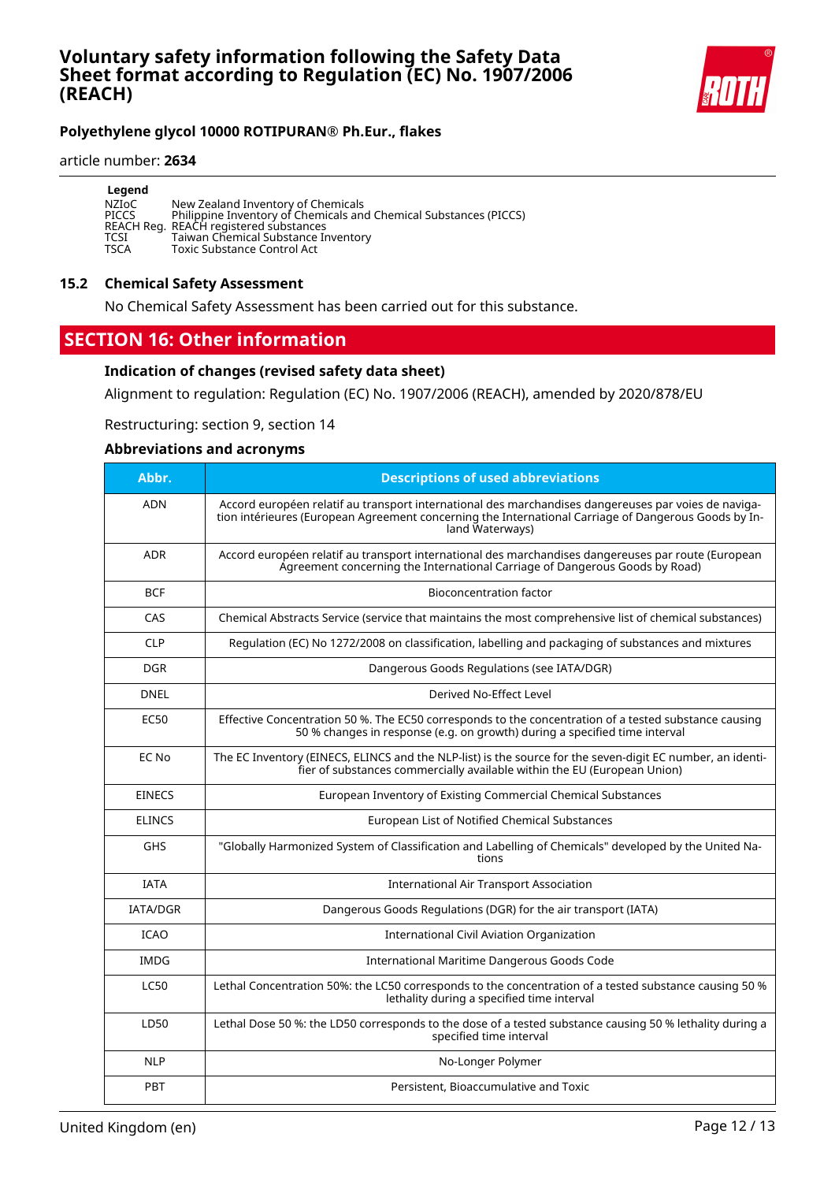**Legend**

| | |
|---|---|
| NZIoC | New Zealand Inventory of Chemicals |
| PICCS | Philippine Inventory of Chemicals and Chemical Substances (PICCS) |
| REACH Reg. | REACH registered substances |
| TCSI | Taiwan Chemical Substance Inventory |
| TSCA | Toxic Substance Control Act |

### 15.2 Chemical Safety Assessment

No Chemical Safety Assessment has been carried out for this substance.

## SECTION 16: Other information

### Indication of changes (revised safety data sheet)

Alignment to regulation: Regulation (EC) No. 1907/2006 (REACH), amended by 2020/878/EU

Restructuring: section 9, section 14

### Abbreviations and acronyms

| Abbr. | Descriptions of used abbreviations |
|---|---|
| ADN | Accord européen relatif au transport international des marchandises dangereuses par voies de navigation intérieures (European Agreement concerning the International Carriage of Dangerous Goods by Inland Waterways) |
| ADR | Accord européen relatif au transport international des marchandises dangereuses par route (European Agreement concerning the International Carriage of Dangerous Goods by Road) |
| BCF | Bioconcentration factor |
| CAS | Chemical Abstracts Service (service that maintains the most comprehensive list of chemical substances) |
| CLP | Regulation (EC) No 1272/2008 on classification, labelling and packaging of substances and mixtures |
| DGR | Dangerous Goods Regulations (see IATA/DGR) |
| DNEL | Derived No-Effect Level |
| EC50 | Effective Concentration 50 %. The EC50 corresponds to the concentration of a tested substance causing 50 % changes in response (e.g. on growth) during a specified time interval |
| EC No | The EC Inventory (EINECS, ELINCS and the NLP-list) is the source for the seven-digit EC number, an identifier of substances commercially available within the EU (European Union) |
| EINECS | European Inventory of Existing Commercial Chemical Substances |
| ELINCS | European List of Notified Chemical Substances |
| GHS | "Globally Harmonized System of Classification and Labelling of Chemicals" developed by the United Nations |
| IATA | International Air Transport Association |
| IATA/DGR | Dangerous Goods Regulations (DGR) for the air transport (IATA) |
| ICAO | International Civil Aviation Organization |
| IMDG | International Maritime Dangerous Goods Code |
| LC50 | Lethal Concentration 50%: the LC50 corresponds to the concentration of a tested substance causing 50 % lethality during a specified time interval |
| LD50 | Lethal Dose 50 %: the LD50 corresponds to the dose of a tested substance causing 50 % lethality during a specified time interval |
| NLP | No-Longer Polymer |
| PBT | Persistent, Bioaccumulative and Toxic |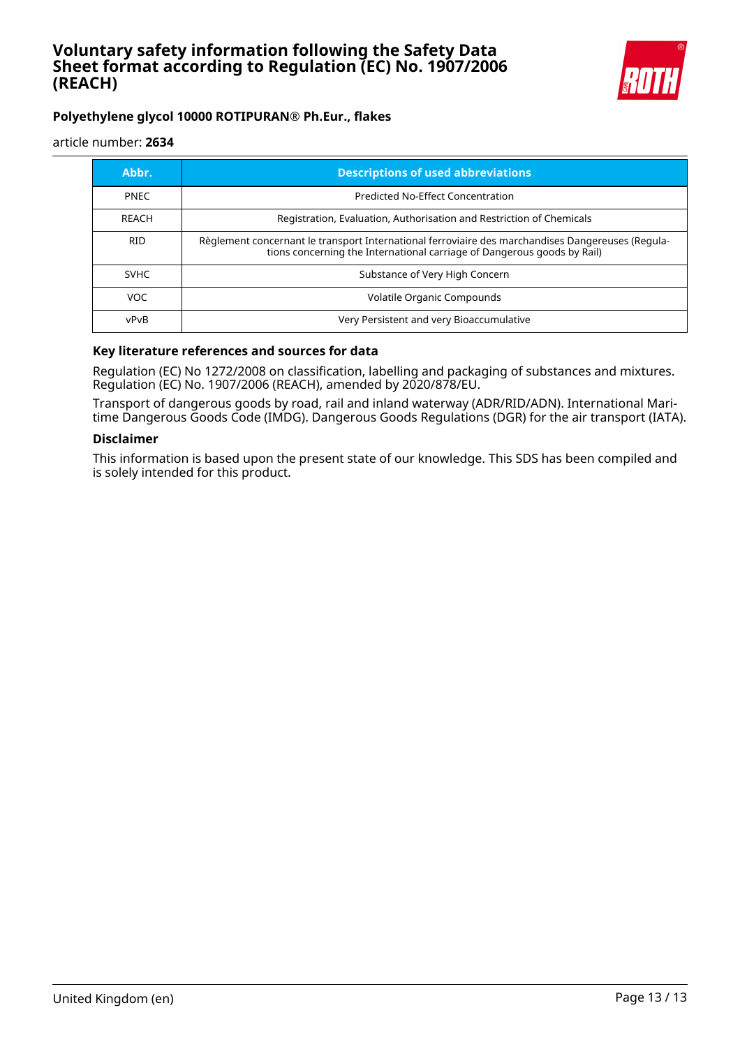| Abbr. | Descriptions of used abbreviations |
|---|---|
| PNEC | Predicted No-Effect Concentration |
| REACH | Registration, Evaluation, Authorisation and Restriction of Chemicals |
| RID | Règlement concernant le transport International ferroviaire des marchandises Dangereuses (Regulations concerning the International carriage of Dangerous goods by Rail) |
| SVHC | Substance of Very High Concern |
| VOC | Volatile Organic Compounds |
| vPvB | Very Persistent and very Bioaccumulative |

### Key literature references and sources for data

Regulation (EC) No 1272/2008 on classification, labelling and packaging of substances and mixtures. Regulation (EC) No. 1907/2006 (REACH), amended by 2020/878/EU.

Transport of dangerous goods by road, rail and inland waterway (ADR/RID/ADN). International Maritime Dangerous Goods Code (IMDG). Dangerous Goods Regulations (DGR) for the air transport (IATA).

### Disclaimer

This information is based upon the present state of our knowledge. This SDS has been compiled and is solely intended for this product.